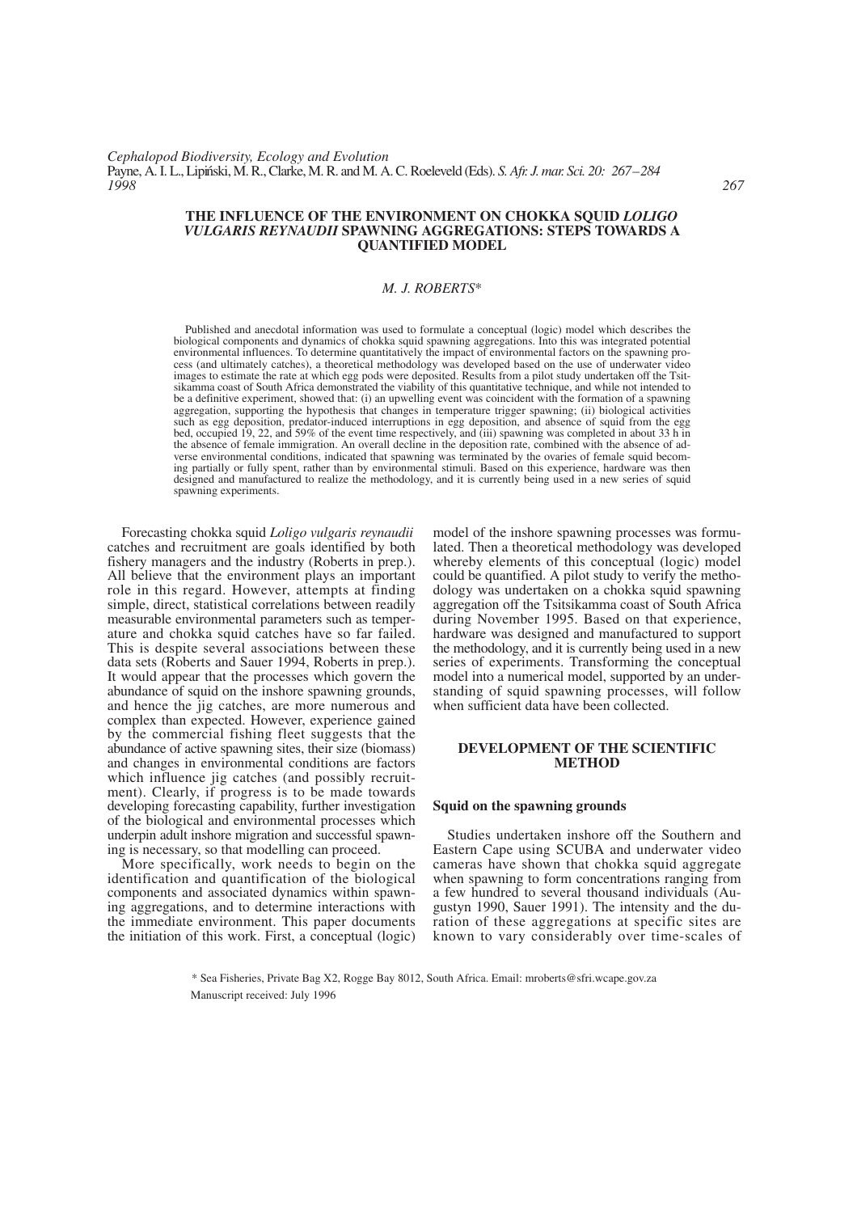# THE INFLUENCE OF THE ENVIRONMENT ON CHOKKA SQUID *LOLIGO VULGARIS REYNAUDII* SPAWNING AGGREGATIONS: STEPS TOWARDS A QUANTIFIED MODEL

*M. J. ROBERTS**

Published and anecdotal information was used to formulate a conceptual (logic) model which describes the biological components and dynamics of chokka squid spawning aggregations. Into this was integrated potential environmental influences. To determine quantitatively the impact of environmental factors on the spawning process (and ultimately catches), a theoretical methodology was developed based on the use of underwater video images to estimate the rate at which egg pods were deposited. Results from a pilot study undertaken off the Tsitsikamma coast of South Africa demonstrated the viability of this quantitative technique, and while not intended to be a definitive experiment, showed that: (i) an upwelling event was coincident with the formation of a spawning aggregation, supporting the hypothesis that changes in temperature trigger spawning; (ii) biological activities such as egg deposition, predator-induced interruptions in egg deposition, and absence of squid from the egg bed, occupied 19, 22, and 59% of the event time respectively, and (iii) spawning was completed in about 33 h in the absence of female immigration. An overall decline in the deposition rate, combined with the absence of adverse environmental conditions, indicated that spawning was terminated by the ovaries of female squid becoming partially or fully spent, rather than by environmental stimuli. Based on this experience, hardware was then designed and manufactured to realize the methodology, and it is currently being used in a new series of squid spawning experiments.

Forecasting chokka squid *Loligo vulgaris reynaudii* catches and recruitment are goals identified by both fishery managers and the industry (Roberts in prep.). All believe that the environment plays an important role in this regard. However, attempts at finding simple, direct, statistical correlations between readily measurable environmental parameters such as temperature and chokka squid catches have so far failed. This is despite several associations between these data sets (Roberts and Sauer 1994, Roberts in prep.). It would appear that the processes which govern the abundance of squid on the inshore spawning grounds, and hence the jig catches, are more numerous and complex than expected. However, experience gained by the commercial fishing fleet suggests that the abundance of active spawning sites, their size (biomass) and changes in environmental conditions are factors which influence jig catches (and possibly recruitment). Clearly, if progress is to be made towards developing forecasting capability, further investigation of the biological and environmental processes which underpin adult inshore migration and successful spawning is necessary, so that modelling can proceed.

More specifically, work needs to begin on the identification and quantification of the biological components and associated dynamics within spawning aggregations, and to determine interactions with the immediate environment. This paper documents the initiation of this work. First, a conceptual (logic) model of the inshore spawning processes was formulated. Then a theoretical methodology was developed whereby elements of this conceptual (logic) model could be quantified. A pilot study to verify the methodology was undertaken on a chokka squid spawning aggregation off the Tsitsikamma coast of South Africa during November 1995. Based on that experience, hardware was designed and manufactured to support the methodology, and it is currently being used in a new series of experiments. Transforming the conceptual model into a numerical model, supported by an understanding of squid spawning processes, will follow when sufficient data have been collected.

## DEVELOPMENT OF THE SCIENTIFIC METHOD

### Squid on the spawning grounds

Studies undertaken inshore off the Southern and Eastern Cape using SCUBA and underwater video cameras have shown that chokka squid aggregate when spawning to form concentrations ranging from a few hundred to several thousand individuals (Augustyn 1990, Sauer 1991). The intensity and the duration of these aggregations at specific sites are known to vary considerably over time-scales of

\* Sea Fisheries, Private Bag X2, Rogge Bay 8012, South Africa. Email: mroberts@sfri.wcape.gov.za

Manuscript received: July 1996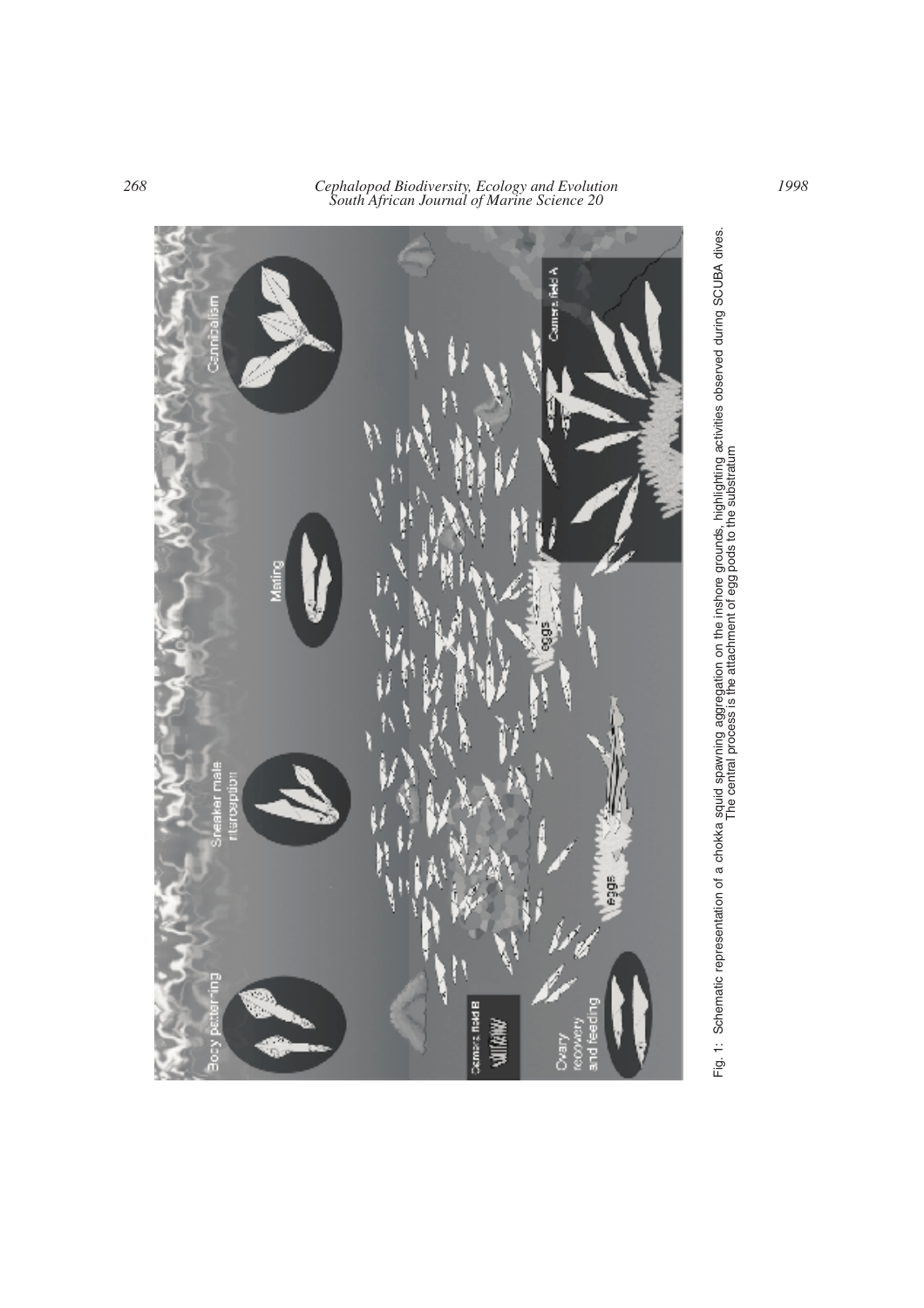Fig. 1: Schematic representation of a chokka squid spawning aggregation on the inshore grounds, highlighting activities observed during SCUBA dives. The central process is the attachment of egg pods to the substratum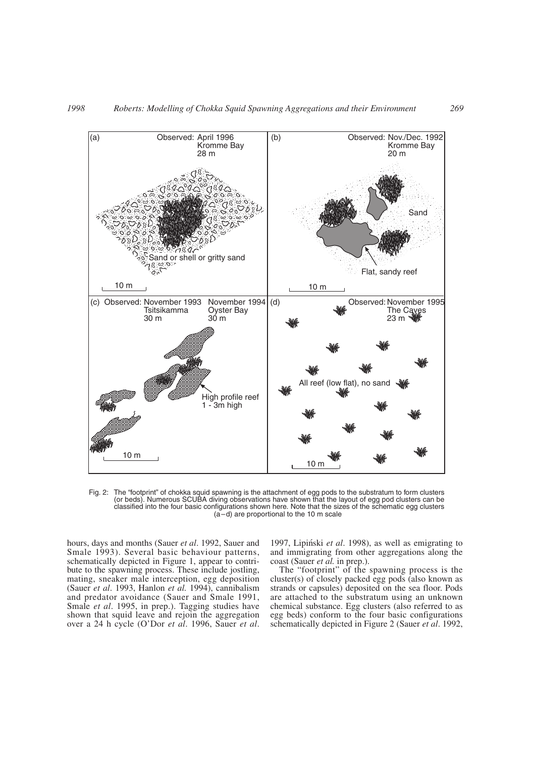Fig. 2: The "footprint" of chokka squid spawning is the attachment of egg pods to the substratum to form clusters (or beds). Numerous SCUBA diving observations have shown that the layout of egg pod clusters can be classified into the four basic configurations shown here. Note that the sizes of the schematic egg clusters (a–d) are proportional to the 10 m scale

hours, days and months (Sauer *et al*. 1992, Sauer and Smale 1993). Several basic behaviour patterns, schematically depicted in Figure 1, appear to contribute to the spawning process. These include jostling, mating, sneaker male interception, egg deposition (Sauer *et al*. 1993, Hanlon *et al.* 1994), cannibalism and predator avoidance (Sauer and Smale 1991, Smale *et al*. 1995, in prep.). Tagging studies have shown that squid leave and rejoin the aggregation over a 24 h cycle (O'Dor *et al*. 1996, Sauer *et al*. 1997, Lipiński *et al*. 1998), as well as emigrating to and immigrating from other aggregations along the coast (Sauer *et al.* in prep.).

The "footprint" of the spawning process is the cluster(s) of closely packed egg pods (also known as strands or capsules) deposited on the sea floor. Pods are attached to the substratum using an unknown chemical substance. Egg clusters (also referred to as egg beds) conform to the four basic configurations schematically depicted in Figure 2 (Sauer *et al*. 1992,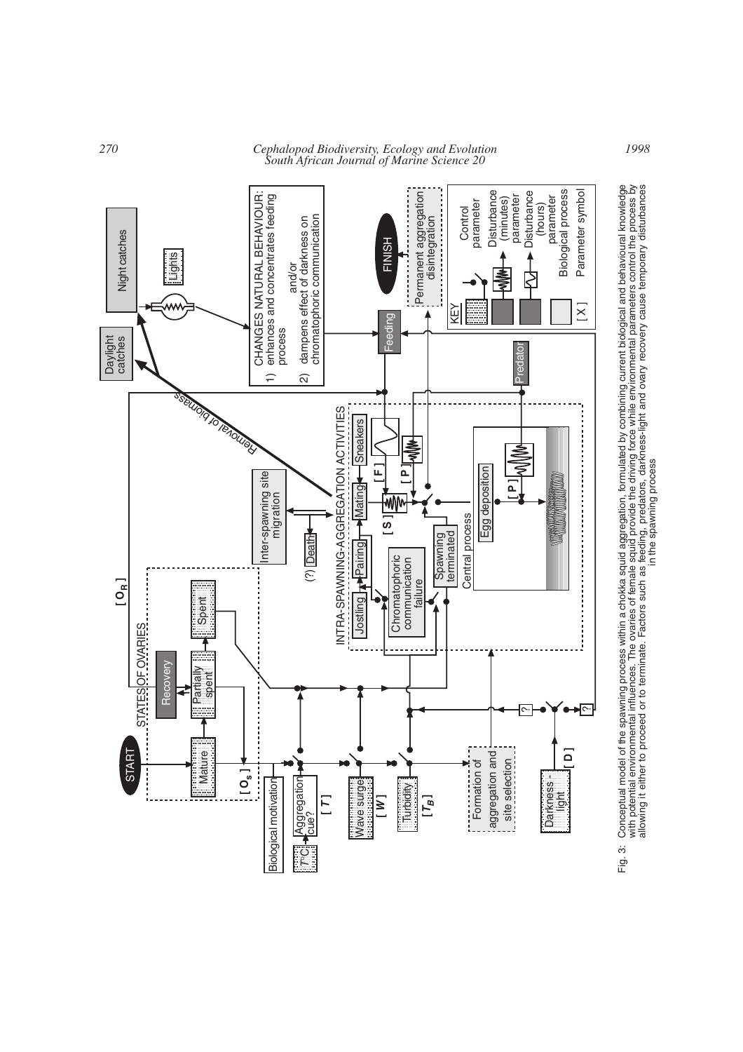Fig. 3: Conceptual model of the spawning process within a chokka squid aggregation, formulated by combining current biological and behavioural knowledge with potential environmental influences. The ovaries of female squid provide the driving force while environmental parameters control the process by allowing it either to proceed or to terminate. Factors such as feeding, predators, darkness-light and ovary recovery cause temporary disturbances in the spawning process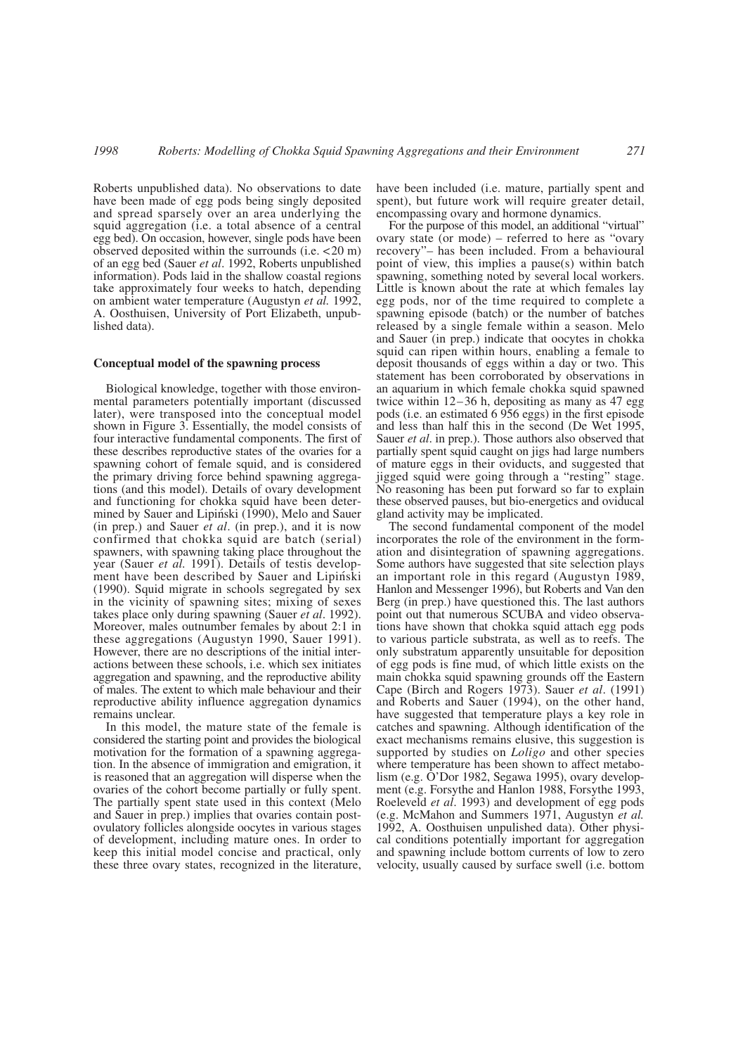Roberts unpublished data). No observations to date have been made of egg pods being singly deposited and spread sparsely over an area underlying the squid aggregation (i.e. a total absence of a central egg bed). On occasion, however, single pods have been observed deposited within the surrounds (i.e. <20 m) of an egg bed (Sauer *et al*. 1992, Roberts unpublished information). Pods laid in the shallow coastal regions take approximately four weeks to hatch, depending on ambient water temperature (Augustyn *et al.* 1992, A. Oosthuisen, University of Port Elizabeth, unpublished data).

### Conceptual model of the spawning process

Biological knowledge, together with those environmental parameters potentially important (discussed later), were transposed into the conceptual model shown in Figure 3. Essentially, the model consists of four interactive fundamental components. The first of these describes reproductive states of the ovaries for a spawning cohort of female squid, and is considered the primary driving force behind spawning aggregations (and this model). Details of ovary development and functioning for chokka squid have been determined by Sauer and Lipiński (1990), Melo and Sauer (in prep.) and Sauer *et al*. (in prep.), and it is now confirmed that chokka squid are batch (serial) spawners, with spawning taking place throughout the year (Sauer *et al.* 1991). Details of testis development have been described by Sauer and Lipiński (1990). Squid migrate in schools segregated by sex in the vicinity of spawning sites; mixing of sexes takes place only during spawning (Sauer *et al*. 1992). Moreover, males outnumber females by about 2:1 in these aggregations (Augustyn 1990, Sauer 1991). However, there are no descriptions of the initial interactions between these schools, i.e. which sex initiates aggregation and spawning, and the reproductive ability of males. The extent to which male behaviour and their reproductive ability influence aggregation dynamics remains unclear.

In this model, the mature state of the female is considered the starting point and provides the biological motivation for the formation of a spawning aggregation. In the absence of immigration and emigration, it is reasoned that an aggregation will disperse when the ovaries of the cohort become partially or fully spent. The partially spent state used in this context (Melo and Sauer in prep.) implies that ovaries contain post-ovulatory follicles alongside oocytes in various stages of development, including mature ones. In order to keep this initial model concise and practical, only these three ovary states, recognized in the literature, have been included (i.e. mature, partially spent and spent), but future work will require greater detail, encompassing ovary and hormone dynamics.

For the purpose of this model, an additional "virtual" ovary state (or mode) – referred to here as "ovary recovery"– has been included. From a behavioural point of view, this implies a pause(s) within batch spawning, something noted by several local workers. Little is known about the rate at which females lay egg pods, nor of the time required to complete a spawning episode (batch) or the number of batches released by a single female within a season. Melo and Sauer (in prep.) indicate that oocytes in chokka squid can ripen within hours, enabling a female to deposit thousands of eggs within a day or two. This statement has been corroborated by observations in an aquarium in which female chokka squid spawned twice within 12–36 h, depositing as many as 47 egg pods (i.e. an estimated 6 956 eggs) in the first episode and less than half this in the second (De Wet 1995, Sauer *et al*. in prep.). Those authors also observed that partially spent squid caught on jigs had large numbers of mature eggs in their oviducts, and suggested that jigged squid were going through a "resting" stage. No reasoning has been put forward so far to explain these observed pauses, but bio-energetics and oviducal gland activity may be implicated.

The second fundamental component of the model incorporates the role of the environment in the formation and disintegration of spawning aggregations. Some authors have suggested that site selection plays an important role in this regard (Augustyn 1989, Hanlon and Messenger 1996), but Roberts and Van den Berg (in prep.) have questioned this. The last authors point out that numerous SCUBA and video observations have shown that chokka squid attach egg pods to various particle substrata, as well as to reefs. The only substratum apparently unsuitable for deposition of egg pods is fine mud, of which little exists on the main chokka squid spawning grounds off the Eastern Cape (Birch and Rogers 1973). Sauer *et al*. (1991) and Roberts and Sauer (1994), on the other hand, have suggested that temperature plays a key role in catches and spawning. Although identification of the exact mechanisms remains elusive, this suggestion is supported by studies on *Loligo* and other species where temperature has been shown to affect metabolism (e.g. O'Dor 1982, Segawa 1995), ovary development (e.g. Forsythe and Hanlon 1988, Forsythe 1993, Roeleveld *et al*. 1993) and development of egg pods (e.g. McMahon and Summers 1971, Augustyn *et al.* 1992, A. Oosthuisen unpulished data). Other physical conditions potentially important for aggregation and spawning include bottom currents of low to zero velocity, usually caused by surface swell (i.e. bottom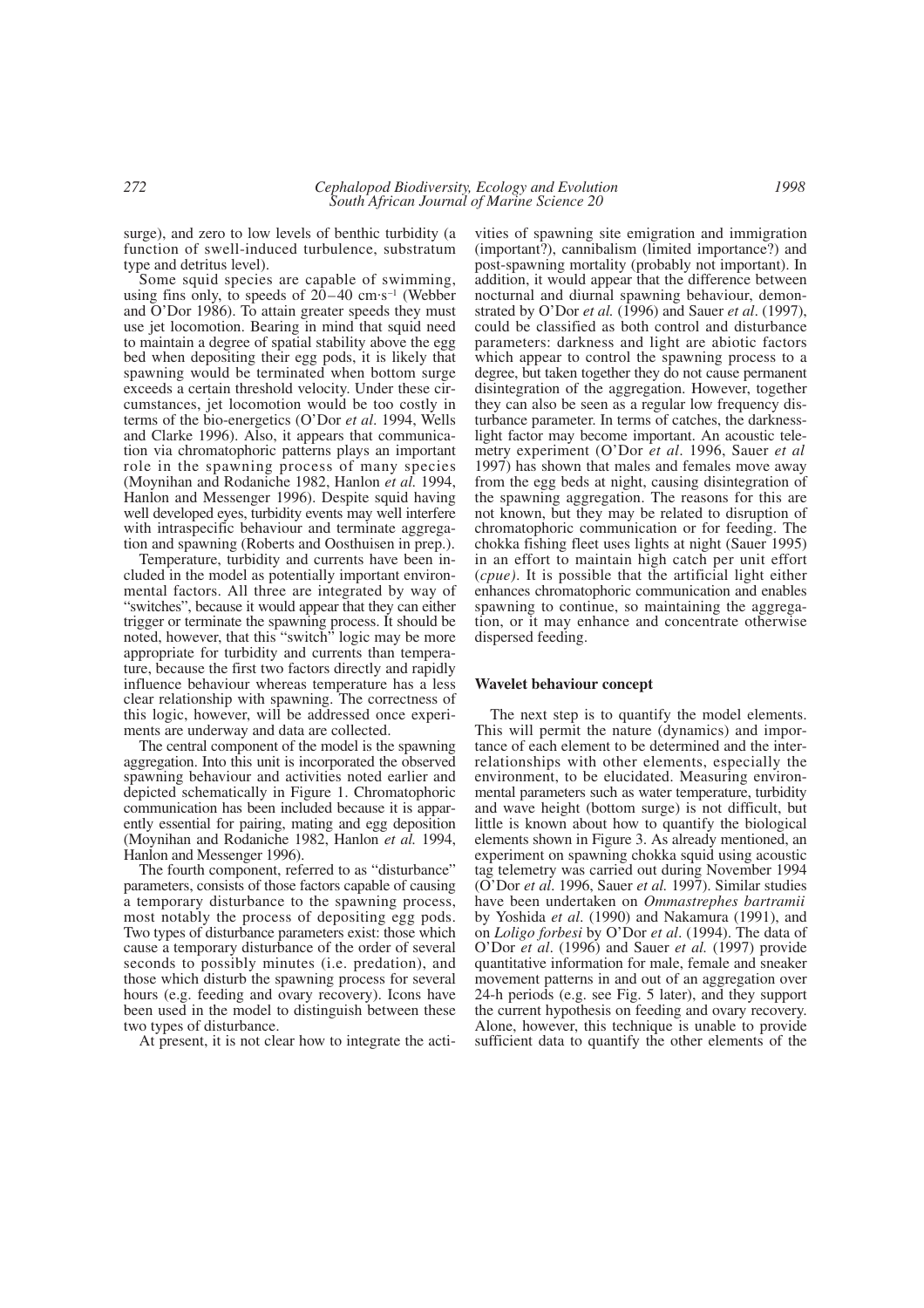surge), and zero to low levels of benthic turbidity (a function of swell-induced turbulence, substratum type and detritus level).

Some squid species are capable of swimming, using fins only, to speeds of 20–40 cm·s$^{-1}$ (Webber and O'Dor 1986). To attain greater speeds they must use jet locomotion. Bearing in mind that squid need to maintain a degree of spatial stability above the egg bed when depositing their egg pods, it is likely that spawning would be terminated when bottom surge exceeds a certain threshold velocity. Under these circumstances, jet locomotion would be too costly in terms of the bio-energetics (O'Dor *et al*. 1994, Wells and Clarke 1996). Also, it appears that communication via chromatophoric patterns plays an important role in the spawning process of many species (Moynihan and Rodaniche 1982, Hanlon *et al.* 1994, Hanlon and Messenger 1996). Despite squid having well developed eyes, turbidity events may well interfere with intraspecific behaviour and terminate aggregation and spawning (Roberts and Oosthuisen in prep.).

Temperature, turbidity and currents have been included in the model as potentially important environmental factors. All three are integrated by way of "switches", because it would appear that they can either trigger or terminate the spawning process. It should be noted, however, that this "switch" logic may be more appropriate for turbidity and currents than temperature, because the first two factors directly and rapidly influence behaviour whereas temperature has a less clear relationship with spawning. The correctness of this logic, however, will be addressed once experiments are underway and data are collected.

The central component of the model is the spawning aggregation. Into this unit is incorporated the observed spawning behaviour and activities noted earlier and depicted schematically in Figure 1. Chromatophoric communication has been included because it is apparently essential for pairing, mating and egg deposition (Moynihan and Rodaniche 1982, Hanlon *et al.* 1994, Hanlon and Messenger 1996).

The fourth component, referred to as "disturbance" parameters, consists of those factors capable of causing a temporary disturbance to the spawning process, most notably the process of depositing egg pods. Two types of disturbance parameters exist: those which cause a temporary disturbance of the order of several seconds to possibly minutes (i.e. predation), and those which disturb the spawning process for several hours (e.g. feeding and ovary recovery). Icons have been used in the model to distinguish between these two types of disturbance.

At present, it is not clear how to integrate the activities of spawning site emigration and immigration (important?), cannibalism (limited importance?) and post-spawning mortality (probably not important). In addition, it would appear that the difference between nocturnal and diurnal spawning behaviour, demonstrated by O'Dor *et al.* (1996) and Sauer *et al*. (1997), could be classified as both control and disturbance parameters: darkness and light are abiotic factors which appear to control the spawning process to a degree, but taken together they do not cause permanent disintegration of the aggregation. However, together they can also be seen as a regular low frequency disturbance parameter. In terms of catches, the darkness-light factor may become important. An acoustic telemetry experiment (O'Dor *et al*. 1996, Sauer *et al* 1997) has shown that males and females move away from the egg beds at night, causing disintegration of the spawning aggregation. The reasons for this are not known, but they may be related to disruption of chromatophoric communication or for feeding. The chokka fishing fleet uses lights at night (Sauer 1995) in an effort to maintain high catch per unit effort (*cpue)*. It is possible that the artificial light either enhances chromatophoric communication and enables spawning to continue, so maintaining the aggregation, or it may enhance and concentrate otherwise dispersed feeding.

## Wavelet behaviour concept

The next step is to quantify the model elements. This will permit the nature (dynamics) and importance of each element to be determined and the interrelationships with other elements, especially the environment, to be elucidated. Measuring environmental parameters such as water temperature, turbidity and wave height (bottom surge) is not difficult, but little is known about how to quantify the biological elements shown in Figure 3. As already mentioned, an experiment on spawning chokka squid using acoustic tag telemetry was carried out during November 1994 (O'Dor *et al.* 1996, Sauer *et al.* 1997). Similar studies have been undertaken on *Ommastrephes bartramii* by Yoshida *et al*. (1990) and Nakamura (1991), and on *Loligo forbesi* by O'Dor *et al*. (1994). The data of O'Dor *et al*. (1996) and Sauer *et al.* (1997) provide quantitative information for male, female and sneaker movement patterns in and out of an aggregation over 24-h periods (e.g. see Fig. 5 later), and they support the current hypothesis on feeding and ovary recovery. Alone, however, this technique is unable to provide sufficient data to quantify the other elements of the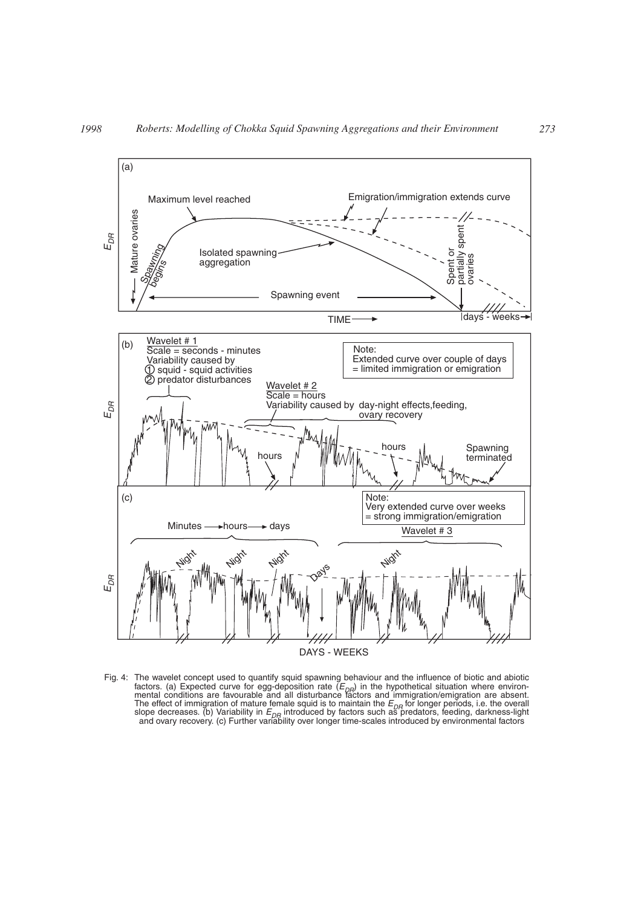Fig. 4: The wavelet concept used to quantify squid spawning behaviour and the influence of biotic and abiotic factors. (a) Expected curve for egg-deposition rate ($E_{DR}$) in the hypothetical situation where environmental conditions are favourable and all disturbance factors and immigration/emigration are absent. The effect of immigration of mature female squid is to maintain the $E_{DR}$ for longer periods, i.e. the overall slope decreases. (b) Variability in $E_{DR}$ introduced by factors such as predators, feeding, darkness-light and ovary recovery. (c) Further variability over longer time-scales introduced by environmental factors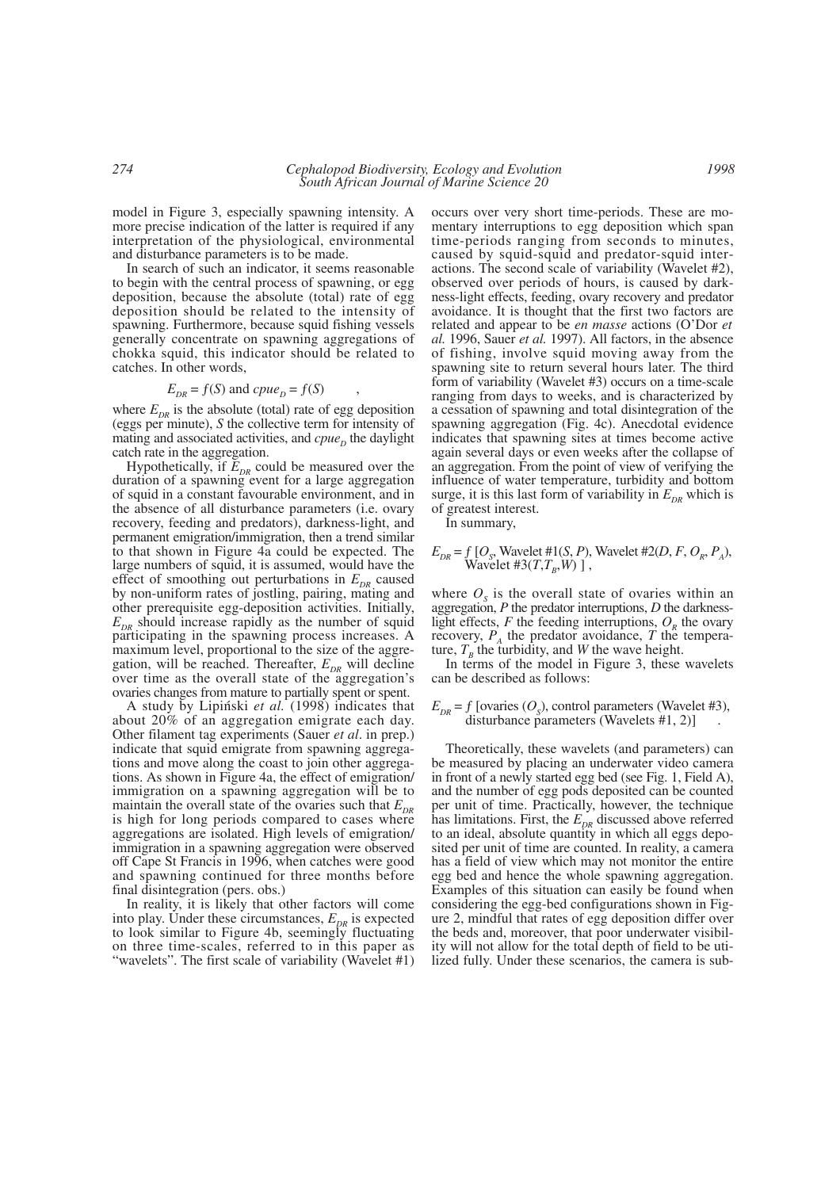model in Figure 3, especially spawning intensity. A more precise indication of the latter is required if any interpretation of the physiological, environmental and disturbance parameters is to be made.

In search of such an indicator, it seems reasonable to begin with the central process of spawning, or egg deposition, because the absolute (total) rate of egg deposition should be related to the intensity of spawning. Furthermore, because squid fishing vessels generally concentrate on spawning aggregations of chokka squid, this indicator should be related to catches. In other words,

$$E_{DR} = f(S) \text{ and } cpue_D = f(S) \quad ,$$

where $E_{DR}$ is the absolute (total) rate of egg deposition (eggs per minute), $S$ the collective term for intensity of mating and associated activities, and $cpue_D$ the daylight catch rate in the aggregation.

Hypothetically, if $E_{DR}$ could be measured over the duration of a spawning event for a large aggregation of squid in a constant favourable environment, and in the absence of all disturbance parameters (i.e. ovary recovery, feeding and predators), darkness-light, and permanent emigration/immigration, then a trend similar to that shown in Figure 4a could be expected. The large numbers of squid, it is assumed, would have the effect of smoothing out perturbations in $E_{DR}$ caused by non-uniform rates of jostling, pairing, mating and other prerequisite egg-deposition activities. Initially, $E_{DR}$ should increase rapidly as the number of squid participating in the spawning process increases. A maximum level, proportional to the size of the aggregation, will be reached. Thereafter, $E_{DR}$ will decline over time as the overall state of the aggregation's ovaries changes from mature to partially spent or spent.

A study by Lipiński *et al.* (1998) indicates that about 20% of an aggregation emigrate each day. Other filament tag experiments (Sauer *et al*. in prep.) indicate that squid emigrate from spawning aggregations and move along the coast to join other aggregations. As shown in Figure 4a, the effect of emigration/immigration on a spawning aggregation will be to maintain the overall state of the ovaries such that $E_{DR}$ is high for long periods compared to cases where aggregations are isolated. High levels of emigration/immigration in a spawning aggregation were observed off Cape St Francis in 1996, when catches were good and spawning continued for three months before final disintegration (pers. obs.)

In reality, it is likely that other factors will come into play. Under these circumstances, $E_{DR}$ is expected to look similar to Figure 4b, seemingly fluctuating on three time-scales, referred to in this paper as "wavelets". The first scale of variability (Wavelet #1) occurs over very short time-periods. These are momentary interruptions to egg deposition which span time-periods ranging from seconds to minutes, caused by squid-squid and predator-squid interactions. The second scale of variability (Wavelet #2), observed over periods of hours, is caused by darkness-light effects, feeding, ovary recovery and predator avoidance. It is thought that the first two factors are related and appear to be *en masse* actions (O'Dor *et al.* 1996, Sauer *et al.* 1997). All factors, in the absence of fishing, involve squid moving away from the spawning site to return several hours later. The third form of variability (Wavelet #3) occurs on a time-scale ranging from days to weeks, and is characterized by a cessation of spawning and total disintegration of the spawning aggregation (Fig. 4c). Anecdotal evidence indicates that spawning sites at times become active again several days or even weeks after the collapse of an aggregation. From the point of view of verifying the influence of water temperature, turbidity and bottom surge, it is this last form of variability in $E_{DR}$ which is of greatest interest.

In summary,

$$E_{DR} = f\,[O_S, \text{Wavelet \#1}(S, P), \text{Wavelet \#2}(D, F, O_R, P_A), \text{Wavelet \#3}(T, T_B, W)\,] \; ,$$

where $O_S$ is the overall state of ovaries within an aggregation, $P$ the predator interruptions, $D$ the darkness-light effects, $F$ the feeding interruptions, $O_R$ the ovary recovery, $P_A$ the predator avoidance, $T$ the temperature, $T_B$ the turbidity, and $W$ the wave height.

In terms of the model in Figure 3, these wavelets can be described as follows:

$$E_{DR} = f\,[\text{ovaries } (O_S), \text{control parameters (Wavelet \#3)}, \text{disturbance parameters (Wavelets \#1, 2)}] \quad .$$

Theoretically, these wavelets (and parameters) can be measured by placing an underwater video camera in front of a newly started egg bed (see Fig. 1, Field A), and the number of egg pods deposited can be counted per unit of time. Practically, however, the technique has limitations. First, the $E_{DR}$ discussed above referred to an ideal, absolute quantity in which all eggs deposited per unit of time are counted. In reality, a camera has a field of view which may not monitor the entire egg bed and hence the whole spawning aggregation. Examples of this situation can easily be found when considering the egg-bed configurations shown in Figure 2, mindful that rates of egg deposition differ over the beds and, moreover, that poor underwater visibility will not allow for the total depth of field to be utilized fully. Under these scenarios, the camera is sub-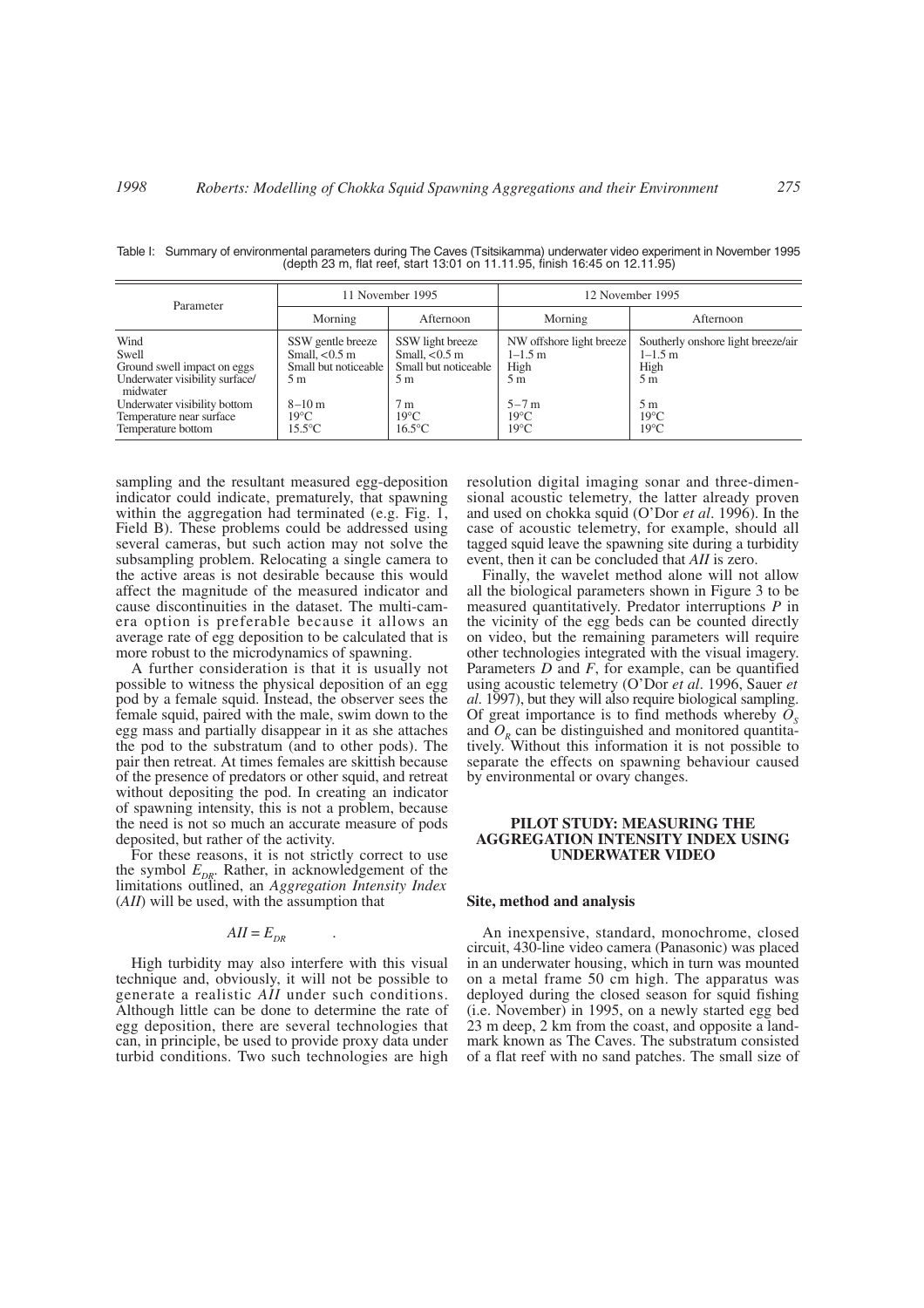Table I: Summary of environmental parameters during The Caves (Tsitsikamma) underwater video experiment in November 1995 (depth 23 m, flat reef, start 13:01 on 11.11.95, finish 16:45 on 12.11.95)

| Parameter | 11 November 1995 | | 12 November 1995 | |
|---|---|---|---|---|
| | Morning | Afternoon | Morning | Afternoon |
| Wind | SSW gentle breeze | SSW light breeze | NW offshore light breeze | Southerly onshore light breeze/air |
| Swell | Small, <0.5 m | Small, <0.5 m | 1–1.5 m | 1–1.5 m |
| Ground swell impact on eggs | Small but noticeable | Small but noticeable | High | High |
| Underwater visibility surface/midwater | 5 m | 5 m | 5 m | 5 m |
| Underwater visibility bottom | 8–10 m | 7 m | 5–7 m | 5 m |
| Temperature near surface | 19°C | 19°C | 19°C | 19°C |
| Temperature bottom | 15.5°C | 16.5°C | 19°C | 19°C |

sampling and the resultant measured egg-deposition indicator could indicate, prematurely, that spawning within the aggregation had terminated (e.g. Fig. 1, Field B). These problems could be addressed using several cameras, but such action may not solve the subsampling problem. Relocating a single camera to the active areas is not desirable because this would affect the magnitude of the measured indicator and cause discontinuities in the dataset. The multi-camera option is preferable because it allows an average rate of egg deposition to be calculated that is more robust to the microdynamics of spawning.

A further consideration is that it is usually not possible to witness the physical deposition of an egg pod by a female squid. Instead, the observer sees the female squid, paired with the male, swim down to the egg mass and partially disappear in it as she attaches the pod to the substratum (and to other pods). The pair then retreat. At times females are skittish because of the presence of predators or other squid, and retreat without depositing the pod. In creating an indicator of spawning intensity, this is not a problem, because the need is not so much an accurate measure of pods deposited, but rather of the activity.

For these reasons, it is not strictly correct to use the symbol $E_{DR}$. Rather, in acknowledgement of the limitations outlined, an *Aggregation Intensity Index* (*AII*) will be used, with the assumption that

$$AII = E_{DR} \quad .$$

High turbidity may also interfere with this visual technique and, obviously, it will not be possible to generate a realistic *AII* under such conditions. Although little can be done to determine the rate of egg deposition, there are several technologies that can, in principle, be used to provide proxy data under turbid conditions. Two such technologies are high resolution digital imaging sonar and three-dimensional acoustic telemetry, the latter already proven and used on chokka squid (O'Dor *et al*. 1996). In the case of acoustic telemetry, for example, should all tagged squid leave the spawning site during a turbidity event, then it can be concluded that *AII* is zero.

Finally, the wavelet method alone will not allow all the biological parameters shown in Figure 3 to be measured quantitatively. Predator interruptions *P* in the vicinity of the egg beds can be counted directly on video, but the remaining parameters will require other technologies integrated with the visual imagery. Parameters *D* and *F*, for example, can be quantified using acoustic telemetry (O'Dor *et al*. 1996, Sauer *et al*. 1997), but they will also require biological sampling. Of great importance is to find methods whereby $O_S$ and $O_R$ can be distinguished and monitored quantitatively. Without this information it is not possible to separate the effects on spawning behaviour caused by environmental or ovary changes.

## PILOT STUDY: MEASURING THE AGGREGATION INTENSITY INDEX USING UNDERWATER VIDEO

### Site, method and analysis

An inexpensive, standard, monochrome, closed circuit, 430-line video camera (Panasonic) was placed in an underwater housing, which in turn was mounted on a metal frame 50 cm high. The apparatus was deployed during the closed season for squid fishing (i.e. November) in 1995, on a newly started egg bed 23 m deep, 2 km from the coast, and opposite a landmark known as The Caves. The substratum consisted of a flat reef with no sand patches. The small size of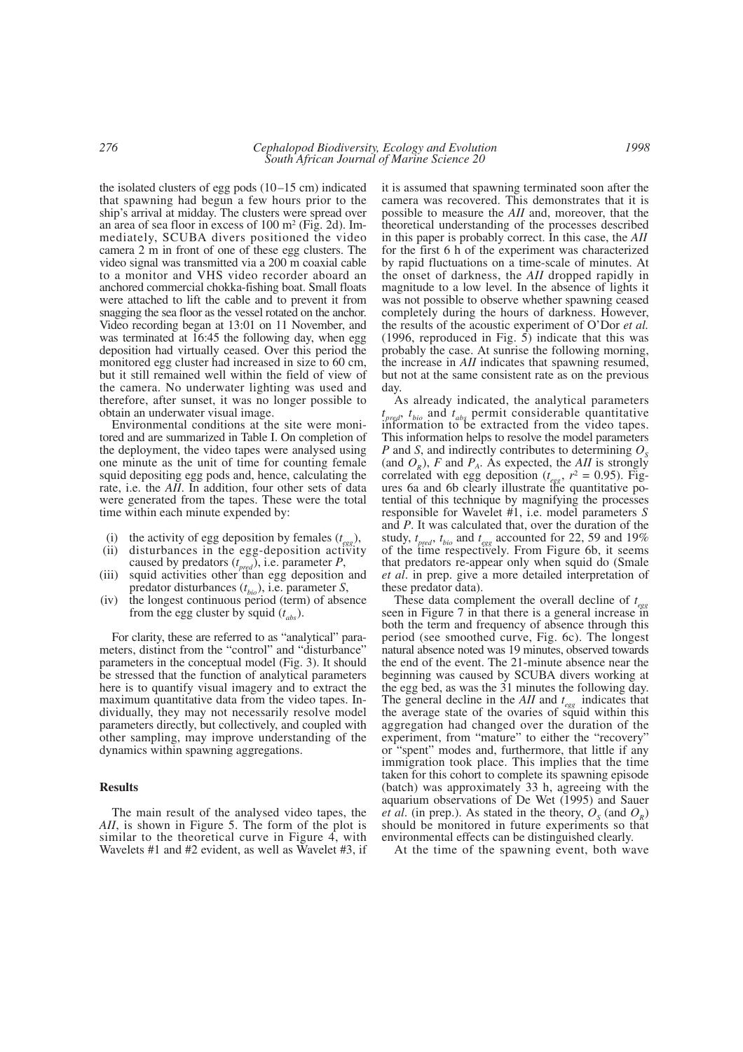the isolated clusters of egg pods (10–15 cm) indicated that spawning had begun a few hours prior to the ship's arrival at midday. The clusters were spread over an area of sea floor in excess of 100 m$^2$ (Fig. 2d). Immediately, SCUBA divers positioned the video camera 2 m in front of one of these egg clusters. The video signal was transmitted via a 200 m coaxial cable to a monitor and VHS video recorder aboard an anchored commercial chokka-fishing boat. Small floats were attached to lift the cable and to prevent it from snagging the sea floor as the vessel rotated on the anchor. Video recording began at 13:01 on 11 November, and was terminated at 16:45 the following day, when egg deposition had virtually ceased. Over this period the monitored egg cluster had increased in size to 60 cm, but it still remained well within the field of view of the camera. No underwater lighting was used and therefore, after sunset, it was no longer possible to obtain an underwater visual image.

Environmental conditions at the site were monitored and are summarized in Table I. On completion of the deployment, the video tapes were analysed using one minute as the unit of time for counting female squid depositing egg pods and, hence, calculating the rate, i.e. the *AII*. In addition, four other sets of data were generated from the tapes. These were the total time within each minute expended by:

(i) the activity of egg deposition by females ($t_{egg}$),
(ii) disturbances in the egg-deposition activity caused by predators ($t_{pred}$), i.e. parameter *P*,
(iii) squid activities other than egg deposition and predator disturbances ($t_{bio}$), i.e. parameter *S*,
(iv) the longest continuous period (term) of absence from the egg cluster by squid ($t_{abs}$).

For clarity, these are referred to as "analytical" parameters, distinct from the "control" and "disturbance" parameters in the conceptual model (Fig. 3). It should be stressed that the function of analytical parameters here is to quantify visual imagery and to extract the maximum quantitative data from the video tapes. Individually, they may not necessarily resolve model parameters directly, but collectively, and coupled with other sampling, may improve understanding of the dynamics within spawning aggregations.

## Results

The main result of the analysed video tapes, the *AII*, is shown in Figure 5. The form of the plot is similar to the theoretical curve in Figure 4, with Wavelets #1 and #2 evident, as well as Wavelet #3, if it is assumed that spawning terminated soon after the camera was recovered. This demonstrates that it is possible to measure the *AII* and, moreover, that the theoretical understanding of the processes described in this paper is probably correct. In this case, the *AII* for the first 6 h of the experiment was characterized by rapid fluctuations on a time-scale of minutes. At the onset of darkness, the *AII* dropped rapidly in magnitude to a low level. In the absence of lights it was not possible to observe whether spawning ceased completely during the hours of darkness. However, the results of the acoustic experiment of O'Dor *et al.* (1996, reproduced in Fig. 5) indicate that this was probably the case. At sunrise the following morning, the increase in *AII* indicates that spawning resumed, but not at the same consistent rate as on the previous day.

As already indicated, the analytical parameters $t_{pred}$, $t_{bio}$ and $t_{abs}$ permit considerable quantitative information to be extracted from the video tapes. This information helps to resolve the model parameters *P* and *S*, and indirectly contributes to determining $O_S$ (and $O_R$), *F* and $P_A$. As expected, the *AII* is strongly correlated with egg deposition ($t_{egg}$, $r^2 = 0.95$). Figures 6a and 6b clearly illustrate the quantitative potential of this technique by magnifying the processes responsible for Wavelet #1, i.e. model parameters *S* and *P*. It was calculated that, over the duration of the study, $t_{pred}$, $t_{bio}$ and $t_{egg}$ accounted for 22, 59 and 19% of the time respectively. From Figure 6b, it seems that predators re-appear only when squid do (Smale *et al.* in prep. give a more detailed interpretation of these predator data).

These data complement the overall decline of $t_{egg}$ seen in Figure 7 in that there is a general increase in both the term and frequency of absence through this period (see smoothed curve, Fig. 6c). The longest natural absence noted was 19 minutes, observed towards the end of the event. The 21-minute absence near the beginning was caused by SCUBA divers working at the egg bed, as was the 31 minutes the following day. The general decline in the *AII* and $t_{egg}$ indicates that the average state of the ovaries of squid within this aggregation had changed over the duration of the experiment, from "mature" to either the "recovery" or "spent" modes and, furthermore, that little if any immigration took place. This implies that the time taken for this cohort to complete its spawning episode (batch) was approximately 33 h, agreeing with the aquarium observations of De Wet (1995) and Sauer *et al.* (in prep.). As stated in the theory, $O_S$ (and $O_R$) should be monitored in future experiments so that environmental effects can be distinguished clearly.

At the time of the spawning event, both wave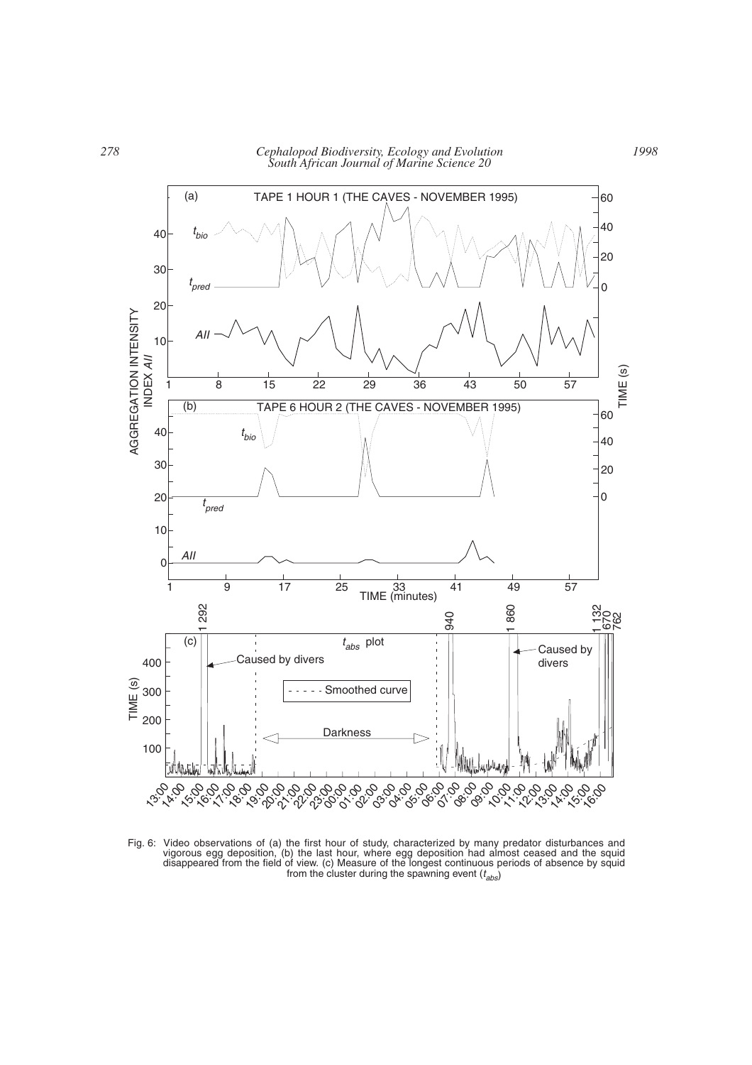Fig. 6: Video observations of (a) the first hour of study, characterized by many predator disturbances and vigorous egg deposition, (b) the last hour, where egg deposition had almost ceased and the squid disappeared from the field of view. (c) Measure of the longest continuous periods of absence by squid from the cluster during the spawning event ($t_{abs}$)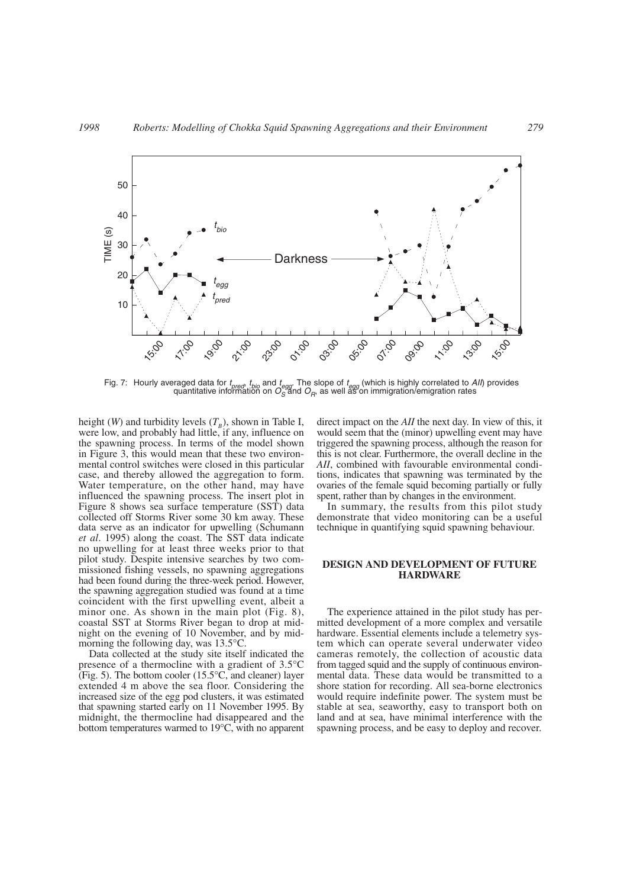Fig. 7: Hourly averaged data for $t_{pred}$, $t_{bio}$ and $t_{egg}$. The slope of $t_{egg}$ (which is highly correlated to *AII*) provides quantitative information on $O_S$ and $O_R$, as well as on immigration/emigration rates

height ($W$) and turbidity levels ($T_B$), shown in Table I, were low, and probably had little, if any, influence on the spawning process. In terms of the model shown in Figure 3, this would mean that these two environmental control switches were closed in this particular case, and thereby allowed the aggregation to form. Water temperature, on the other hand, may have influenced the spawning process. The insert plot in Figure 8 shows sea surface temperature (SST) data collected off Storms River some 30 km away. These data serve as an indicator for upwelling (Schumann *et al*. 1995) along the coast. The SST data indicate no upwelling for at least three weeks prior to that pilot study. Despite intensive searches by two commissioned fishing vessels, no spawning aggregations had been found during the three-week period. However, the spawning aggregation studied was found at a time coincident with the first upwelling event, albeit a minor one. As shown in the main plot (Fig. 8), coastal SST at Storms River began to drop at midnight on the evening of 10 November, and by midmorning the following day, was 13.5°C.

Data collected at the study site itself indicated the presence of a thermocline with a gradient of 3.5°C (Fig. 5). The bottom cooler (15.5°C, and cleaner) layer extended 4 m above the sea floor. Considering the increased size of the egg pod clusters, it was estimated that spawning started early on 11 November 1995. By midnight, the thermocline had disappeared and the bottom temperatures warmed to 19°C, with no apparent direct impact on the *AII* the next day. In view of this, it would seem that the (minor) upwelling event may have triggered the spawning process, although the reason for this is not clear. Furthermore, the overall decline in the *AII*, combined with favourable environmental conditions, indicates that spawning was terminated by the ovaries of the female squid becoming partially or fully spent, rather than by changes in the environment.

In summary, the results from this pilot study demonstrate that video monitoring can be a useful technique in quantifying squid spawning behaviour.

## DESIGN AND DEVELOPMENT OF FUTURE HARDWARE

The experience attained in the pilot study has permitted development of a more complex and versatile hardware. Essential elements include a telemetry system which can operate several underwater video cameras remotely, the collection of acoustic data from tagged squid and the supply of continuous environmental data. These data would be transmitted to a shore station for recording. All sea-borne electronics would require indefinite power. The system must be stable at sea, seaworthy, easy to transport both on land and at sea, have minimal interference with the spawning process, and be easy to deploy and recover.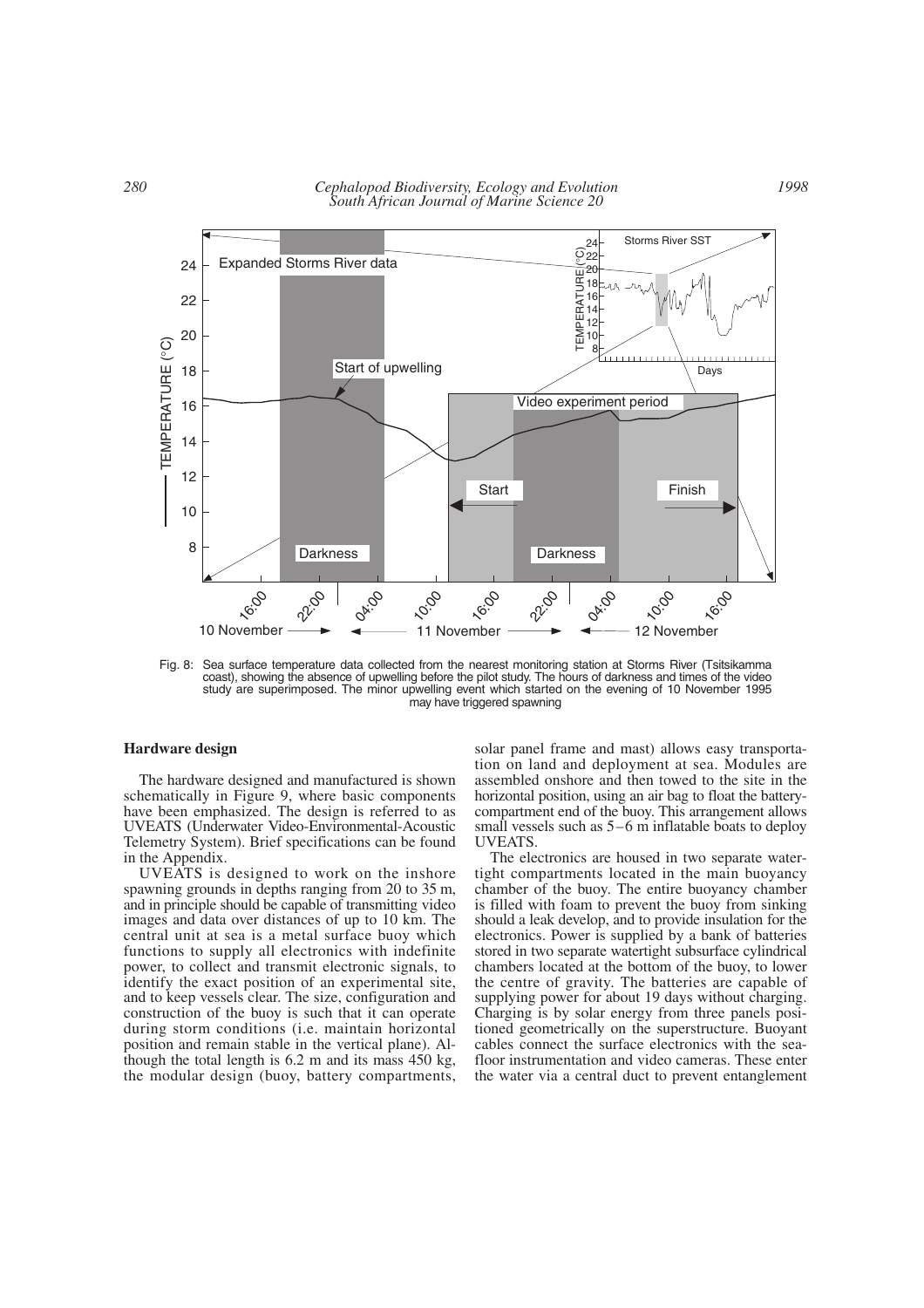Fig. 8: Sea surface temperature data collected from the nearest monitoring station at Storms River (Tsitsikamma coast), showing the absence of upwelling before the pilot study. The hours of darkness and times of the video study are superimposed. The minor upwelling event which started on the evening of 10 November 1995 may have triggered spawning

### Hardware design

The hardware designed and manufactured is shown schematically in Figure 9, where basic components have been emphasized. The design is referred to as UVEATS (Underwater Video-Environmental-Acoustic Telemetry System). Brief specifications can be found in the Appendix.

UVEATS is designed to work on the inshore spawning grounds in depths ranging from 20 to 35 m, and in principle should be capable of transmitting video images and data over distances of up to 10 km. The central unit at sea is a metal surface buoy which functions to supply all electronics with indefinite power, to collect and transmit electronic signals, to identify the exact position of an experimental site, and to keep vessels clear. The size, configuration and construction of the buoy is such that it can operate during storm conditions (i.e. maintain horizontal position and remain stable in the vertical plane). Although the total length is 6.2 m and its mass 450 kg, the modular design (buoy, battery compartments, solar panel frame and mast) allows easy transportation on land and deployment at sea. Modules are assembled onshore and then towed to the site in the horizontal position, using an air bag to float the battery-compartment end of the buoy. This arrangement allows small vessels such as 5–6 m inflatable boats to deploy UVEATS.

The electronics are housed in two separate watertight compartments located in the main buoyancy chamber of the buoy. The entire buoyancy chamber is filled with foam to prevent the buoy from sinking should a leak develop, and to provide insulation for the electronics. Power is supplied by a bank of batteries stored in two separate watertight subsurface cylindrical chambers located at the bottom of the buoy, to lower the centre of gravity. The batteries are capable of supplying power for about 19 days without charging. Charging is by solar energy from three panels positioned geometrically on the superstructure. Buoyant cables connect the surface electronics with the seafloor instrumentation and video cameras. These enter the water via a central duct to prevent entanglement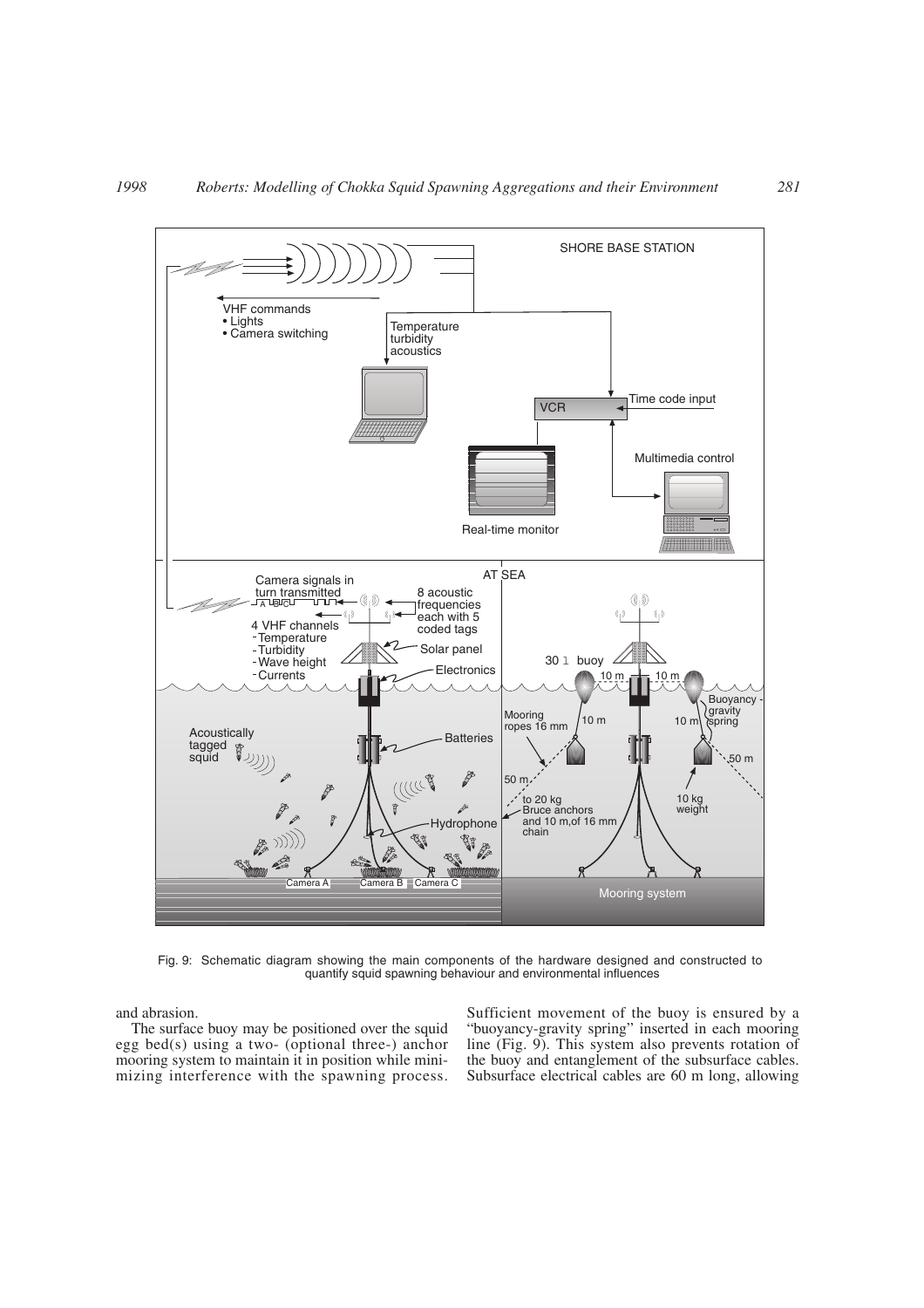Fig. 9: Schematic diagram showing the main components of the hardware designed and constructed to quantify squid spawning behaviour and environmental influences

and abrasion.

The surface buoy may be positioned over the squid egg bed(s) using a two- (optional three-) anchor mooring system to maintain it in position while minimizing interference with the spawning process. Sufficient movement of the buoy is ensured by a "buoyancy-gravity spring" inserted in each mooring line (Fig. 9). This system also prevents rotation of the buoy and entanglement of the subsurface cables. Subsurface electrical cables are 60 m long, allowing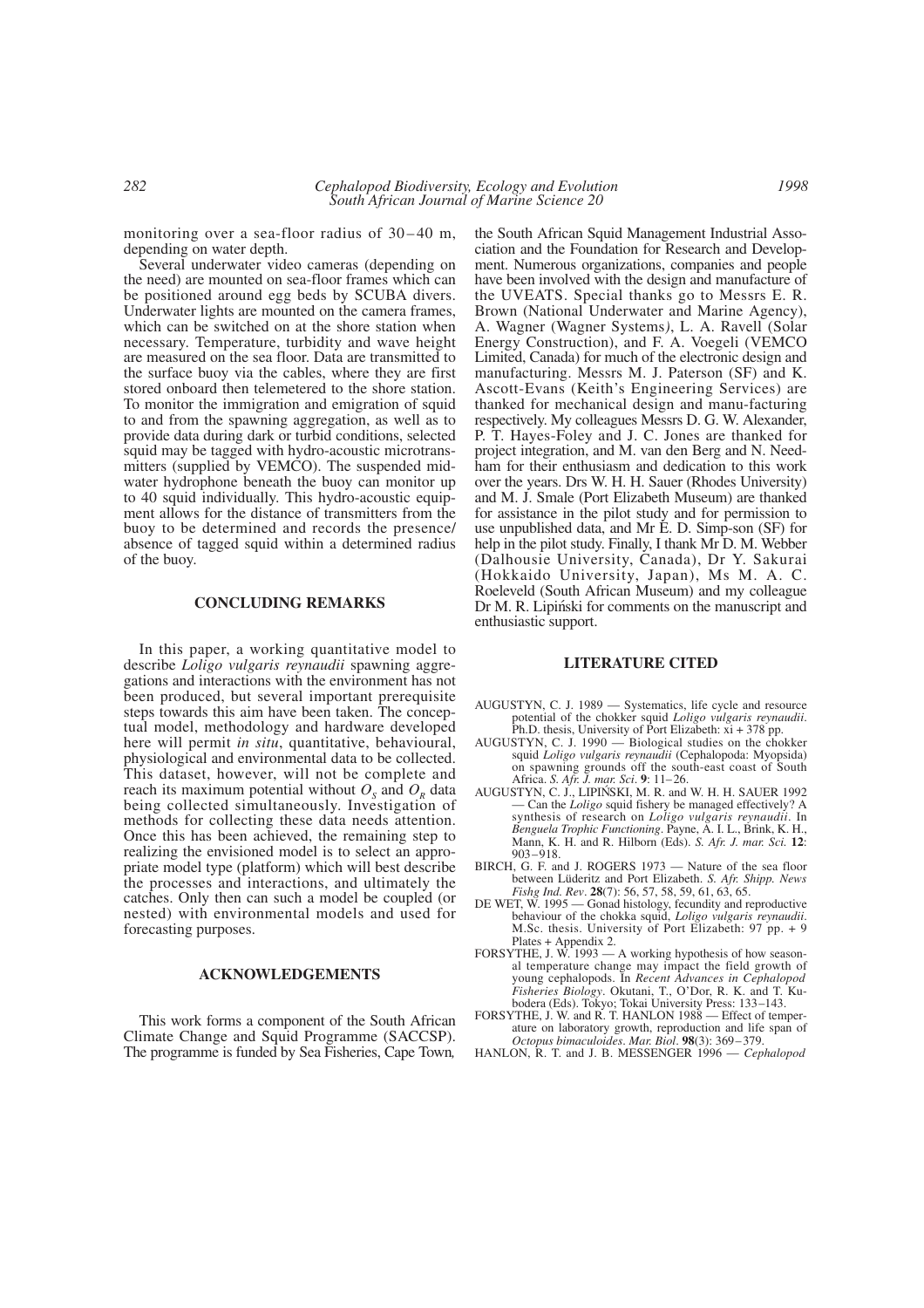monitoring over a sea-floor radius of 30–40 m, depending on water depth.

Several underwater video cameras (depending on the need) are mounted on sea-floor frames which can be positioned around egg beds by SCUBA divers. Underwater lights are mounted on the camera frames, which can be switched on at the shore station when necessary. Temperature, turbidity and wave height are measured on the sea floor. Data are transmitted to the surface buoy via the cables, where they are first stored onboard then telemetered to the shore station. To monitor the immigration and emigration of squid to and from the spawning aggregation, as well as to provide data during dark or turbid conditions, selected squid may be tagged with hydro-acoustic microtransmitters (supplied by VEMCO). The suspended mid-water hydrophone beneath the buoy can monitor up to 40 squid individually. This hydro-acoustic equipment allows for the distance of transmitters from the buoy to be determined and records the presence/absence of tagged squid within a determined radius of the buoy.

## CONCLUDING REMARKS

In this paper, a working quantitative model to describe *Loligo vulgaris reynaudii* spawning aggregations and interactions with the environment has not been produced, but several important prerequisite steps towards this aim have been taken. The conceptual model, methodology and hardware developed here will permit *in situ*, quantitative, behavioural, physiological and environmental data to be collected. This dataset, however, will not be complete and reach its maximum potential without $O_S$ and $O_R$ data being collected simultaneously. Investigation of methods for collecting these data needs attention. Once this has been achieved, the remaining step to realizing the envisioned model is to select an appropriate model type (platform) which will best describe the processes and interactions, and ultimately the catches. Only then can such a model be coupled (or nested) with environmental models and used for forecasting purposes.

## ACKNOWLEDGEMENTS

This work forms a component of the South African Climate Change and Squid Programme (SACCSP). The programme is funded by Sea Fisheries, Cape Town, the South African Squid Management Industrial Association and the Foundation for Research and Development. Numerous organizations, companies and people have been involved with the design and manufacture of the UVEATS. Special thanks go to Messrs E. R. Brown (National Underwater and Marine Agency), A. Wagner (Wagner Systems), L. A. Ravell (Solar Energy Construction), and F. A. Voegeli (VEMCO Limited, Canada) for much of the electronic design and manufacturing. Messrs M. J. Paterson (SF) and K. Ascott-Evans (Keith's Engineering Services) are thanked for mechanical design and manu-facturing respectively. My colleagues Messrs D. G. W. Alexander, P. T. Hayes-Foley and J. C. Jones are thanked for project integration, and M. van den Berg and N. Needham for their enthusiasm and dedication to this work over the years. Drs W. H. H. Sauer (Rhodes University) and M. J. Smale (Port Elizabeth Museum) are thanked for assistance in the pilot study and for permission to use unpublished data, and Mr E. D. Simp-son (SF) for help in the pilot study. Finally, I thank Mr D. M. Webber (Dalhousie University, Canada), Dr Y. Sakurai (Hokkaido University, Japan), Ms M. A. C. Roeleveld (South African Museum) and my colleague Dr M. R. Lipiński for comments on the manuscript and enthusiastic support.

## LITERATURE CITED

AUGUSTYN, C. J. 1989 — Systematics, life cycle and resource potential of the chokker squid *Loligo vulgaris reynaudii*. Ph.D. thesis, University of Port Elizabeth: xi + 378 pp.

AUGUSTYN, C. J. 1990 — Biological studies on the chokker squid *Loligo vulgaris reynaudii* (Cephalopoda: Myopsida) on spawning grounds off the south-east coast of South Africa. *S. Afr. J. mar. Sci*. **9**: 11–26.

AUGUSTYN, C. J., LIPIŃSKI, M. R. and W. H. H. SAUER 1992 — Can the *Loligo* squid fishery be managed effectively? A synthesis of research on *Loligo vulgaris reynaudii*. In *Benguela Trophic Functioning*. Payne, A. I. L., Brink, K. H., Mann, K. H. and R. Hilborn (Eds). *S. Afr. J. mar. Sci.* **12**: 903–918.

BIRCH, G. F. and J. ROGERS 1973 — Nature of the sea floor between Lüderitz and Port Elizabeth. *S. Afr. Shipp. News Fishg Ind. Rev*. **28**(7): 56, 57, 58, 59, 61, 63, 65.

DE WET, W. 1995 — Gonad histology, fecundity and reproductive behaviour of the chokka squid, *Loligo vulgaris reynaudii*. M.Sc. thesis. University of Port Elizabeth: 97 pp. + 9 Plates + Appendix 2.

FORSYTHE, J. W. 1993 — A working hypothesis of how seasonal temperature change may impact the field growth of young cephalopods. In *Recent Advances in Cephalopod Fisheries Biology*. Okutani, T., O'Dor, R. K. and T. Kubodera (Eds). Tokyo; Tokai University Press: 133–143.

FORSYTHE, J. W. and R. T. HANLON 1988 — Effect of temperature on laboratory growth, reproduction and life span of *Octopus bimaculoides*. *Mar. Biol*. **98**(3): 369–379.

HANLON, R. T. and J. B. MESSENGER 1996 — *Cephalopod*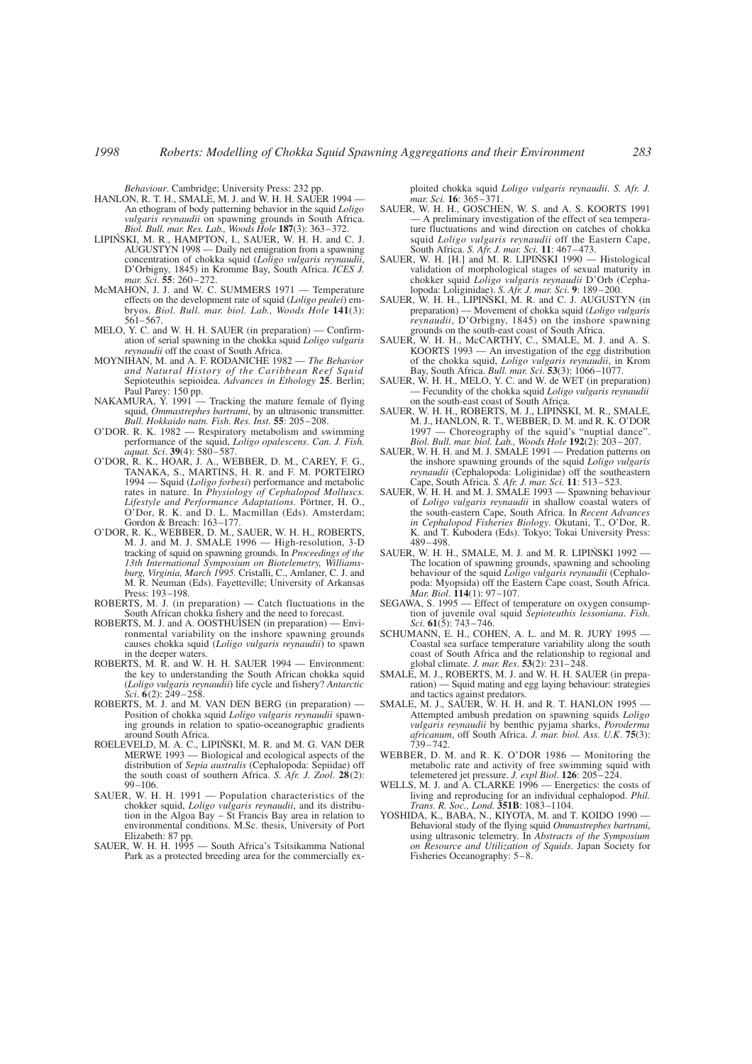*Behaviour*. Cambridge; University Press: 232 pp.

HANLON, R. T. H., SMALE, M. J. and W. H. H. SAUER 1994 — An ethogram of body patterning behavior in the squid *Loligo vulgaris reynaudii* on spawning grounds in South Africa. *Biol. Bull. mar. Res. Lab., Woods Hole* **187**(3): 363–372.

LIPIŃSKI, M. R., HAMPTON, I., SAUER, W. H. H. and C. J. AUGUSTYN 1998 — Daily net emigration from a spawning concentration of chokka squid (*Loligo vulgaris reynaudii*, D'Orbigny, 1845) in Kromme Bay, South Africa. *ICES J. mar. Sci*. **55**: 260–272.

McMAHON, J. J. and W. C. SUMMERS 1971 — Temperature effects on the development rate of squid (*Loligo pealei*) embryos. *Biol. Bull. mar. biol. Lab., Woods Hole* **141**(3): 561–567.

MELO, Y. C. and W. H. H. SAUER (in preparation) — Confirmation of serial spawning in the chokka squid *Loligo vulgaris reynaudii* off the coast of South Africa.

MOYNIHAN, M. and A. F. RODANICHE 1982 — *The Behavior and Natural History of the Caribbean Reef Squid* Sepioteuthis sepioidea. *Advances in Ethology* **25**. Berlin; Paul Parey: 150 pp.

NAKAMURA, Y. 1991 — Tracking the mature female of flying squid, *Ommastrephes bartrami*, by an ultrasonic transmitter. *Bull. Hokkaido natn. Fish. Res. Inst*. **55**: 205–208.

O'DOR. R. K. 1982 — Respiratory metabolism and swimming performance of the squid, *Loligo opalescens*. *Can. J. Fish. aquat. Sci*. **39**(4): 580–587.

O'DOR, R. K., HOAR, J. A., WEBBER, D. M., CAREY, F. G., TANAKA, S., MARTINS, H. R. and F. M. PORTEIRO 1994 — Squid (*Loligo forbesi*) performance and metabolic rates in nature. In *Physiology of Cephalopod Molluscs. Lifestyle and Performance Adaptations*. Pörtner, H. O., O'Dor, R. K. and D. L. Macmillan (Eds). Amsterdam; Gordon & Breach: 163–177.

O'DOR, R. K., WEBBER, D. M., SAUER, W. H. H., ROBERTS, M. J. and M. J. SMALE 1996 — High-resolution, 3-D tracking of squid on spawning grounds. In *Proceedings of the 13th International Symposium on Biotelemetry, Williamsburg, Virginia, March 1995*. Cristalli, C., Amlaner, C. J. and M. R. Neuman (Eds). Fayetteville; University of Arkansas Press: 193–198.

ROBERTS, M. J. (in preparation) — Catch fluctuations in the South African chokka fishery and the need to forecast.

ROBERTS, M. J. and A. OOSTHUISEN (in preparation) — Environmental variability on the inshore spawning grounds causes chokka squid (*Loligo vulgaris reynaudii*) to spawn in the deeper waters.

ROBERTS, M. R. and W. H. H. SAUER 1994 — Environment: the key to understanding the South African chokka squid (*Loligo vulgaris reynaudii*) life cycle and fishery? *Antarctic Sci*. **6**(2): 249–258.

ROBERTS, M. J. and M. VAN DEN BERG (in preparation) — Position of chokka squid *Loligo vulgaris reynaudii* spawning grounds in relation to spatio-oceanographic gradients around South Africa.

ROELEVELD, M. A. C., LIPIŃSKI, M. R. and M. G. VAN DER MERWE 1993 — Biological and ecological aspects of the distribution of *Sepia australis* (Cephalopoda: Sepiidae) off the south coast of southern Africa. *S. Afr. J. Zool*. **28**(2): 99–106.

SAUER, W. H. H. 1991 — Population characteristics of the chokker squid, *Loligo vulgaris reynaudii*, and its distribution in the Algoa Bay – St Francis Bay area in relation to environmental conditions. M.Sc. thesis, University of Port Elizabeth: 87 pp.

SAUER, W. H. H. 1995 — South Africa's Tsitsikamma National Park as a protected breeding area for the commercially exploited chokka squid *Loligo vulgaris reynaudii*. *S. Afr. J. mar. Sci.* **16**: 365–371.

SAUER, W. H. H., GOSCHEN, W. S. and A. S. KOORTS 1991 — A preliminary investigation of the effect of sea temperature fluctuations and wind direction on catches of chokka squid *Loligo vulgaris reynaudii* off the Eastern Cape, South Africa. *S. Afr. J. mar. Sci.* **11**: 467–473.

SAUER, W. H. [H.] and M. R. LIPIŃSKI 1990 — Histological validation of morphological stages of sexual maturity in chokker squid *Loligo vulgaris reynaudii* D'Orb (Cephalopoda: Loliginidae). *S. Afr. J. mar. Sci.* **9**: 189–200.

SAUER, W. H. H., LIPIŃSKI, M. R. and C. J. AUGUSTYN (in preparation) — Movement of chokka squid (*Loligo vulgaris reynaudii*, D'Orbigny, 1845) on the inshore spawning grounds on the south-east coast of South Africa.

SAUER, W. H. H., McCARTHY, C., SMALE, M. J. and A. S. KOORTS 1993 — An investigation of the egg distribution of the chokka squid, *Loligo vulgaris reynaudii*, in Krom Bay, South Africa. *Bull. mar. Sci*. **53**(3): 1066–1077.

SAUER, W. H. H., MELO, Y. C. and W. de WET (in preparation) — Fecundity of the chokka squid *Loligo vulgaris reynaudii* on the south-east coast of South Africa.

SAUER, W. H. H., ROBERTS, M. J., LIPIŃSKI, M. R., SMALE, M. J., HANLON, R. T., WEBBER, D. M. and R. K. O'DOR 1997 — Choreography of the squid's "nuptial dance". *Biol. Bull. mar. biol. Lab., Woods Hole* **192**(2): 203–207.

SAUER, W. H. H. and M. J. SMALE 1991 — Predation patterns on the inshore spawning grounds of the squid *Loligo vulgaris reynaudii* (Cephalopoda: Loliginidae) off the southeastern Cape, South Africa. *S. Afr. J. mar. Sci.* **11**: 513–523.

SAUER, W. H. H. and M. J. SMALE 1993 — Spawning behaviour of *Loligo vulgaris reynaudii* in shallow coastal waters of the south-eastern Cape, South Africa. In *Recent Advances in Cephalopod Fisheries Biology*. Okutani, T., O'Dor, R. K. and T. Kubodera (Eds). Tokyo; Tokai University Press: 489–498.

SAUER, W. H. H., SMALE, M. J. and M. R. LIPIŃSKI 1992 — The location of spawning grounds, spawning and schooling behaviour of the squid *Loligo vulgaris reynaudii* (Cephalopoda: Myopsida) off the Eastern Cape coast, South Africa. *Mar. Biol*. **114**(1): 97–107.

SEGAWA, S. 1995 — Effect of temperature on oxygen consumption of juvenile oval squid *Sepioteuthis lessoniana*. *Fish. Sci.* **61**(5): 743–746.

SCHUMANN, E. H., COHEN, A. L. and M. R. JURY 1995 — Coastal sea surface temperature variability along the south coast of South Africa and the relationship to regional and global climate. *J. mar. Res*. **53**(2): 231–248.

SMALE, M. J., ROBERTS, M. J. and W. H. H. SAUER (in preparation) — Squid mating and egg laying behaviour: strategies and tactics against predators.

SMALE, M. J., SAUER, W. H. H. and R. T. HANLON 1995 — Attempted ambush predation on spawning squids *Loligo vulgaris reynaudii* by benthic pyjama sharks, *Poroderma africanum*, off South Africa. *J. mar. biol. Ass. U.K*. **75**(3): 739–742.

WEBBER, D. M. and R. K. O'DOR 1986 — Monitoring the metabolic rate and activity of free swimming squid with telemetered jet pressure. *J. expl Biol*. **126**: 205–224.

WELLS, M. J. and A. CLARKE 1996 — Energetics: the costs of living and reproducing for an individual cephalopod. *Phil. Trans. R. Soc., Lond.* **351B**: 1083–1104.

YOSHIDA, K., BABA, N., KIYOTA, M. and T. KOIDO 1990 — Behavioral study of the flying squid *Ommastrephes bartrami*, using ultrasonic telemetry. In *Abstracts of the Symposium on Resource and Utilization of Squids*. Japan Society for Fisheries Oceanography: 5–8.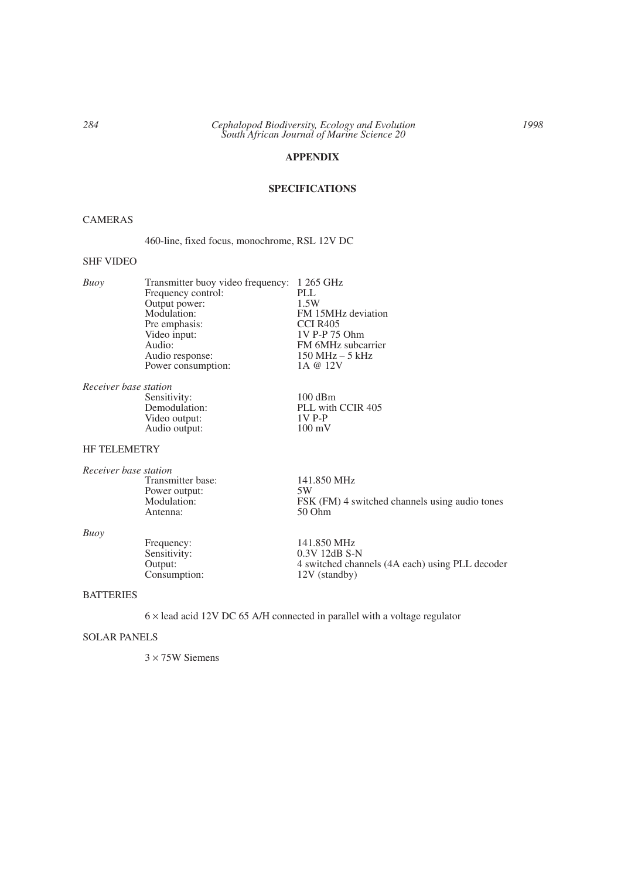## APPENDIX

## SPECIFICATIONS

### CAMERAS

460-line, fixed focus, monochrome, RSL 12V DC

### SHF VIDEO

*Buoy*

| | |
|---|---|
| Transmitter buoy video frequency: | 1 265 GHz |
| Frequency control: | PLL |
| Output power: | 1.5W |
| Modulation: | FM 15MHz deviation |
| Pre emphasis: | CCI R405 |
| Video input: | 1V P-P 75 Ohm |
| Audio: | FM 6MHz subcarrier |
| Audio response: | 150 MHz – 5 kHz |
| Power consumption: | 1A @ 12V |

*Receiver base station*

| | |
|---|---|
| Sensitivity: | 100 dBm |
| Demodulation: | PLL with CCIR 405 |
| Video output: | 1V P-P |
| Audio output: | 100 mV |

### HF TELEMETRY

*Receiver base station*

| | |
|---|---|
| Transmitter base: | 141.850 MHz |
| Power output: | 5W |
| Modulation: | FSK (FM) 4 switched channels using audio tones |
| Antenna: | 50 Ohm |

*Buoy*

| | |
|---|---|
| Frequency: | 141.850 MHz |
| Sensitivity: | 0.3V 12dB S-N |
| Output: | 4 switched channels (4A each) using PLL decoder |
| Consumption: | 12V (standby) |

### BATTERIES

6 × lead acid 12V DC 65 A/H connected in parallel with a voltage regulator

### SOLAR PANELS

3 × 75W Siemens